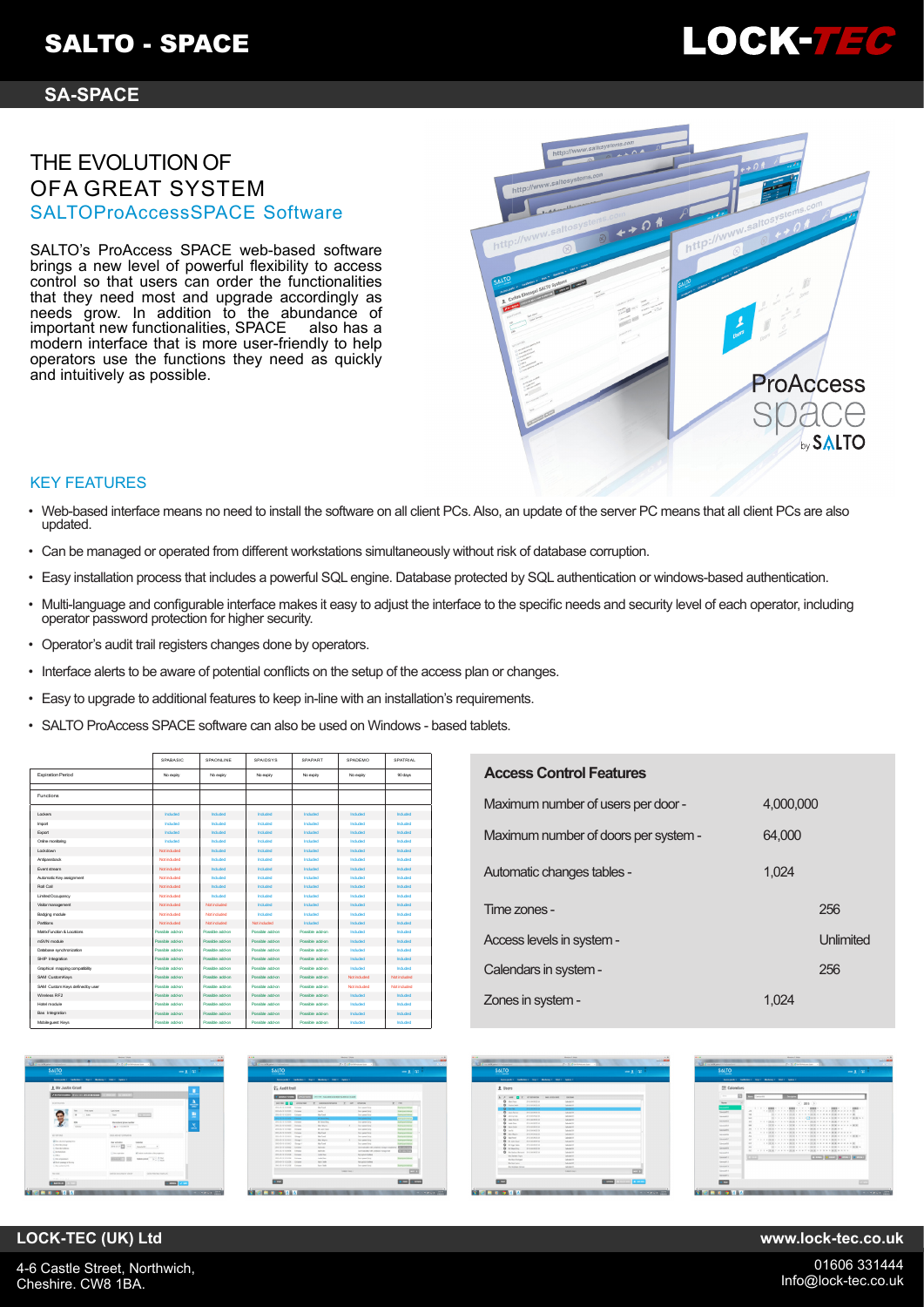# SALTO - SPACE

LOCK-TEC

## SA-SPACE

# THE EVOLUTION OF OF A GREAT SYSTEM

## SALTOProAccessSPACE Software

SALTO's ProAccess SPACE web-based software brings a new level of powerful flexibility to access control so that users can order the functionalities that they need most and upgrade accordingly as needs grow. In addition to the abundance of important new functionalities, SPACE also has a modern interface that is more user-friendly to help operators use the functions they need as quickly and intuitively as possible.

## KEY FEATURES

- Web-based interface means no need to install the software on all client PCs. Also, an update of the server PC means that all client PCs are also updated.
- Can be managed or operated from different workstations simultaneously without risk of database corruption.
- Easy installation process that includes a powerful SQL engine. Database protected by SQL authentication or windows-based authentication.
- Multi-language and configurable interface makes it easy to adjust the interface to the specific needs and security level of each operator, including operator password protection for higher security.
- Operator's audit trail registers changes done by operators.
- Interface alerts to be aware of potential conflicts on the setup of the access plan or changes.
- Easy to upgrade to additional features to keep in-line with an installation's requirements.
- SALTO ProAccess SPACE software can also be used on Windows - based tablets.

| | SPABASIC | SPAONLINE | SPAIDSYS | SPAPART | SPADEMO | SPATRIAL |
|---|---|---|---|---|---|---|
| Expiration Period | No expiry | No expiry | No expiry | No expiry | No expiry | 90 days |
| Functions | | | | | | |
| Lockers | Included | Included | Included | Included | Included | Included |
| Import | Included | Included | Included | Included | Included | Included |
| Export | Included | Included | Included | Included | Included | Included |
| Online monitoring | Included | Included | Included | Included | Included | Included |
| Lockdown | Not included | Included | Included | Included | Included | Included |
| Antipassback | Not included | Included | Included | Included | Included | Included |
| Event stream | Not included | Included | Included | Included | Included | Included |
| Automatic Key assignment | Not included | Included | Included | Included | Included | Included |
| Roll Call | Not included | Included | Included | Included | Included | Included |
| Limited Occupancy | Not included | Included | Included | Included | Included | Included |
| Visitor management | Not included | Not included | Included | Included | Included | Included |
| Badging module | Not included | Not included | Included | Included | Included | Included |
| Partitions | Not included | Not included | Not included | Included | Included | Included |
| Mifare Function & Locations | Possible add-on | Possible add-on | Possible add-on | Possible add-on | Included | Included |
| nSVN module | Possible add-on | Possible add-on | Possible add-on | Possible add-on | Included | Included |
| Database synchronization | Possible add-on | Possible add-on | Possible add-on | Possible add-on | Included | Included |
| SHIP Integration | Possible add-on | Possible add-on | Possible add-on | Possible add-on | Included | Included |
| Graphical mapping compatibility | Possible add-on | Possible add-on | Possible add-on | Possible add-on | Included | Included |
| SAM Custom Keys | Possible add-on | Possible add-on | Possible add-on | Possible add-on | Not included | Not included |
| SAM Custom Keys defined by user | Possible add-on | Possible add-on | Possible add-on | Possible add-on | Not included | Not included |
| Wireless RF2 | Possible add-on | Possible add-on | Possible add-on | Possible add-on | Included | Included |
| Hotel module | Possible add-on | Possible add-on | Possible add-on | Possible add-on | Included | Included |
| Bas Integration | Possible add-on | Possible add-on | Possible add-on | Possible add-on | Included | Included |
| Mobile guest Keys | Possible add-on | Possible add-on | Possible add-on | Possible add-on | Included | Included |

### Access Control Features

| Feature | Value |
|---|---|
| Maximum number of users per door - | 4,000,000 |
| Maximum number of doors per system - | 64,000 |
| Automatic changes tables - | 1,024 |
| Time zones - | 256 |
| Access levels in system - | Unlimited |
| Calendars in system - | 256 |
| Zones in system - | 1,024 |

**LOCK-TEC (UK) Ltd**

4-6 Castle Street, Northwich,
Cheshire. CW8 1BA.

www.lock-tec.co.uk

01606 331444
Info@lock-tec.co.uk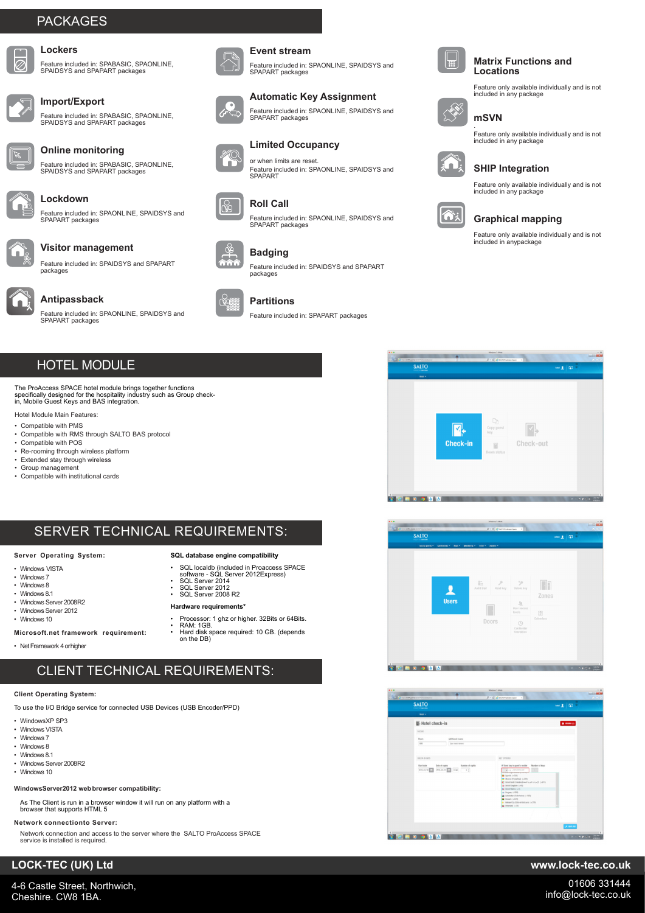## PACKAGES

### Lockers

Feature included in: SPABASIC, SPAONLINE, SPAIDSYS and SPAPART packages

### Import/Export

Feature included in: SPABASIC, SPAONLINE, SPAIDSYS and SPAPART packages

### Online monitoring

Feature included in: SPABASIC, SPAONLINE, SPAIDSYS and SPAPART packages

### Lockdown

Feature included in: SPAONLINE, SPAIDSYS and SPAPART packages

### Visitor management

Feature included in: SPAIDSYS and SPAPART packages

### Antipassback

Feature included in: SPAONLINE, SPAIDSYS and SPAPART packages

### Event stream

Feature included in: SPAONLINE, SPAIDSYS and SPAPART packages

### Automatic Key Assignment

Feature included in: SPAONLINE, SPAIDSYS and SPAPART packages

### Limited Occupancy

or when limits are reset.
Feature included in: SPAONLINE, SPAIDSYS and SPAPART

### Roll Call

Feature included in: SPAONLINE, SPAIDSYS and SPAPART packages

### Badging

Feature included in: SPAIDSYS and SPAPART packages

### Partitions

Feature included in: SPAPART packages

### Matrix Functions and Locations

Feature only available individually and is not included in any package

### mSVN

Feature only available individually and is not included in any package

### SHIP Integration

Feature only available individually and is not included in any package

### Graphical mapping

Feature only available individually and is not included in anypackage

## HOTEL MODULE

The ProAccess SPACE hotel module brings together functions specifically designed for the hospitality industry such as Group check-in, Mobile Guest Keys and BAS integration.

Hotel Module Main Features:

- Compatible with PMS
- Compatible with RMS through SALTO BAS protocol
- Compatible with POS
- Re-rooming through wireless platform
- Extended stay through wireless
- Group management
- Compatible with institutional cards

## SERVER TECHNICAL REQUIREMENTS:

**Server Operating System:**

- Windows VISTA
- Windows 7
- Windows 8
- Windows 8.1
- Windows Server 2008R2
- Windows Server 2012
- Windows 10

**Microsoft.net framework requirement:**

- Net Framework 4 orhigher

**SQL database engine compatibility**

- SQL localdb (included in Proaccess SPACE software - SQL Server 2012Express)
- SQL Server 2014
- SQL Server 2012
- SQL Server 2008 R2

**Hardware requirements***

- Processor: 1 ghz or higher. 32Bits or 64Bits.
- RAM: 1GB.
- Hard disk space required: 10 GB. (depends on the DB)

## CLIENT TECHNICAL REQUIREMENTS:

**Client Operating System:**

To use the I/O Bridge service for connected USB Devices (USB Encoder/PPD)

- WindowsXP SP3
- Windows VISTA
- Windows 7
- Windows 8
- Windows 8.1
- Windows Server 2008R2
- Windows 10

**WindowsServer2012 web browser compatibility:**

As The Client is run in a browser window it will run on any platform with a browser that supports HTML 5

**Network connectionto Server:**

Network connection and access to the server where the SALTO ProAccess SPACE service is installed is required.

**LOCK-TEC (UK) Ltd**

4-6 Castle Street, Northwich,
Cheshire. CW8 1BA.

www.lock-tec.co.uk

01606 331444
info@lock-tec.co.uk